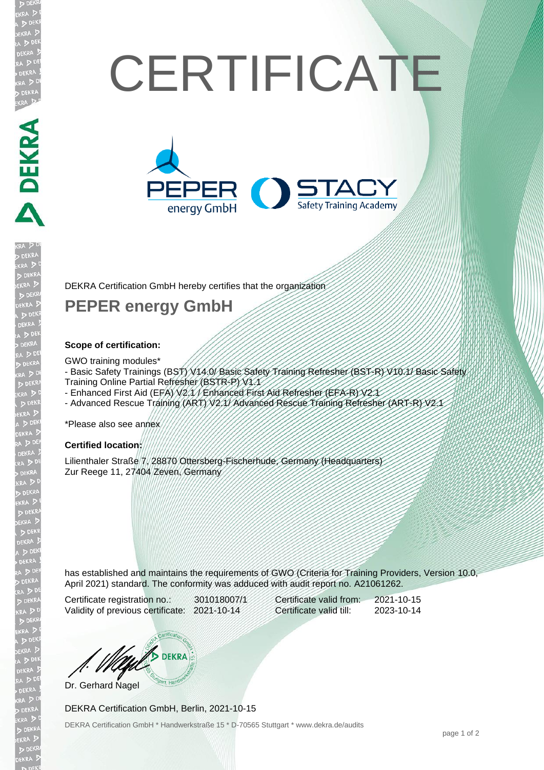# CERTIFICATE

PEPER energy GmbH — STACY Safety Training Academy

DEKRA Certification GmbH hereby certifies that the organization

## PEPER energy GmbH

### Scope of certification:

GWO training modules*

- Basic Safety Trainings (BST) V14.0/ Basic Safety Training Refresher (BST-R) V10.1/ Basic Safety Training Online Partial Refresher (BSTR-P) V1.1
- Enhanced First Aid (EFA) V2.1 / Enhanced First Aid Refresher (EFA-R) V2.1
- Advanced Rescue Training (ART) V2.1/ Advanced Rescue Training Refresher (ART-R) V2.1

*Please also see annex

### Certified location:

Lilienthaler Straße 7, 28870 Ottersberg-Fischerhude, Germany (Headquarters)
Zur Reege 11, 27404 Zeven, Germany

has established and maintains the requirements of GWO (Criteria for Training Providers, Version 10.0, April 2021) standard. The conformity was adduced with audit report no. A21061262.

| | | | |
|---|---|---|---|
| Certificate registration no.: | 301018007/1 | Certificate valid from: | 2021-10-15 |
| Validity of previous certificate: | 2021-10-14 | Certificate valid till: | 2023-10-14 |

Dr. Gerhard Nagel

DEKRA Certification GmbH, Berlin, 2021-10-15

DEKRA Certification GmbH * Handwerkstraße 15 * D-70565 Stuttgart * www.dekra.de/audits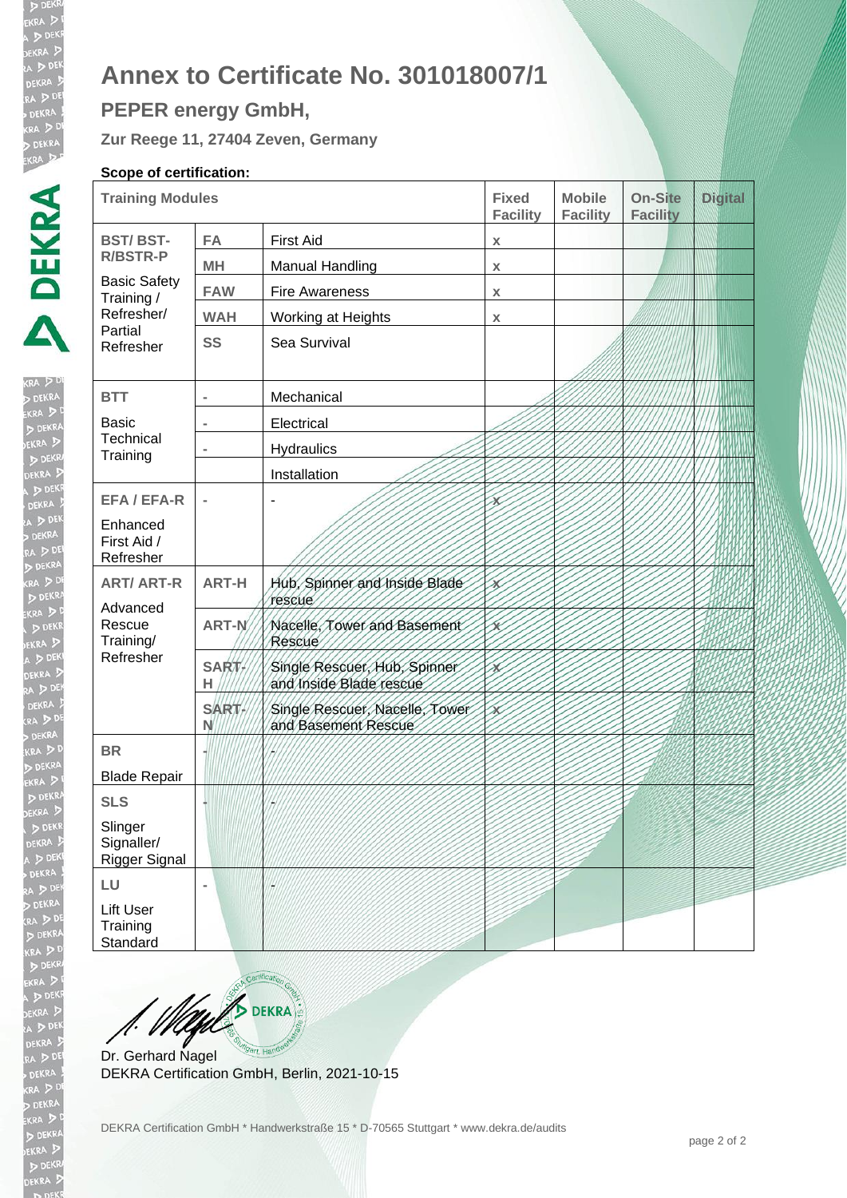# Annex to Certificate No. 301018007/1

## PEPER energy GmbH,

**Zur Reege 11, 27404 Zeven, Germany**

**Scope of certification:**

| Training Modules | | | Fixed Facility | Mobile Facility | On-Site Facility | Digital |
|---|---|---|---|---|---|---|
| **BST/ BST-R/BSTR-P** Basic Safety Training / Refresher/ Partial Refresher | FA | First Aid | x | | | |
| | MH | Manual Handling | x | | | |
| | FAW | Fire Awareness | x | | | |
| | WAH | Working at Heights | x | | | |
| | SS | Sea Survival | | | | |
| **BTT** Basic Technical Training | - | Mechanical | | | | |
| | - | Electrical | | | | |
| | - | Hydraulics | | | | |
| | | Installation | | | | |
| **EFA / EFA-R** Enhanced First Aid / Refresher | - | - | x | | | |
| **ART/ ART-R** Advanced Rescue Training/ Refresher | ART-H | Hub, Spinner and Inside Blade rescue | x | | | |
| | ART-N | Nacelle, Tower and Basement Rescue | x | | | |
| | SART-H | Single Rescuer, Hub, Spinner and Inside Blade rescue | x | | | |
| | SART-N | Single Rescuer, Nacelle, Tower and Basement Rescue | x | | | |
| **BR** Blade Repair | - | - | | | | |
| **SLS** Slinger Signaller/ Rigger Signal | - | - | | | | |
| **LU** Lift User Training Standard | - | - | | | | |

Dr. Gerhard Nagel
DEKRA Certification GmbH, Berlin, 2021-10-15

DEKRA Certification GmbH * Handwerkstraße 15 * D-70565 Stuttgart * www.dekra.de/audits